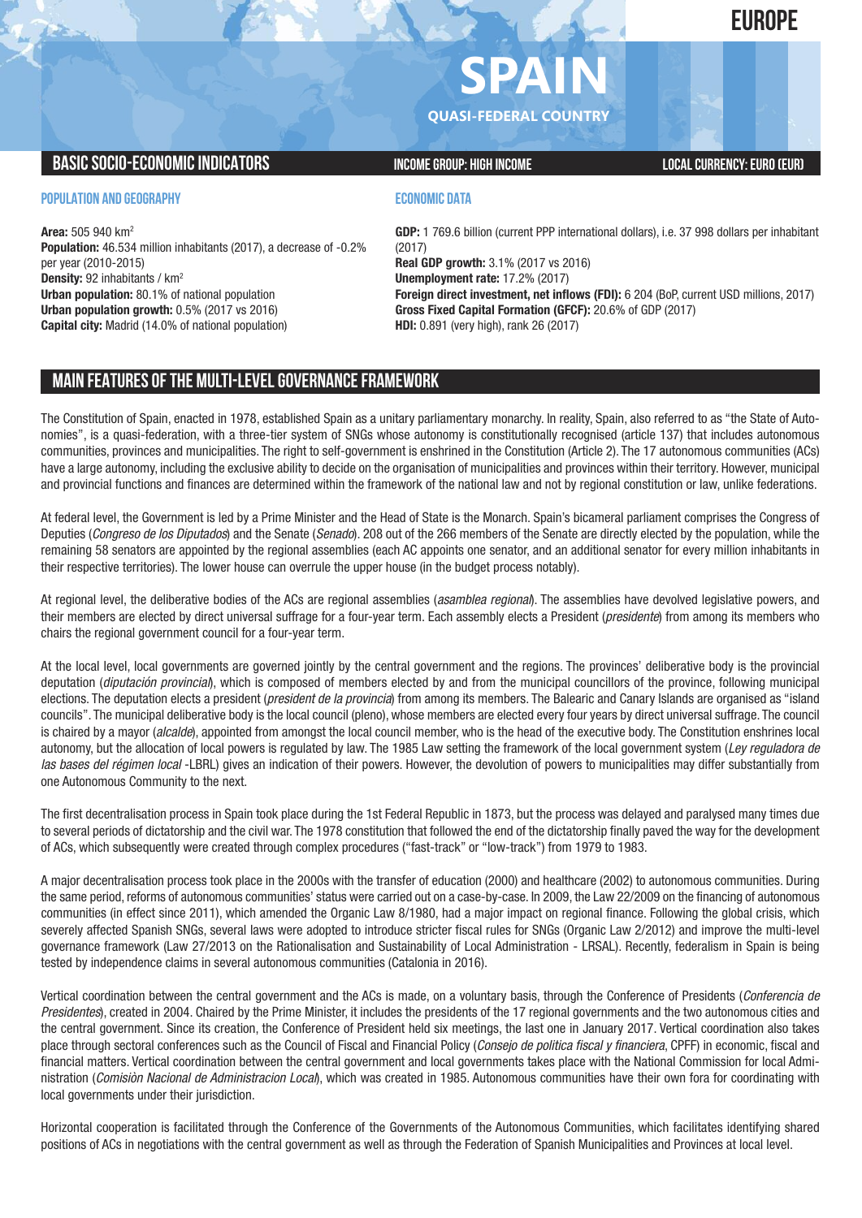# SPAIN

**QUASI-FEDERAL COUNTRY**

EUROPE

## BASIC SOCIO-ECONOMIC INDICATORS

**INCOME GROUP: HIGH INCOME**

**LOCAL CURRENCY: EURO (EUR)**

### POPULATION AND GEOGRAPHY

**Area:** 505 940 km$^2$
**Population:** 46.534 million inhabitants (2017), a decrease of -0.2% per year (2010-2015)
**Density:** 92 inhabitants / km$^2$
**Urban population:** 80.1% of national population
**Urban population growth:** 0.5% (2017 vs 2016)
**Capital city:** Madrid (14.0% of national population)

### ECONOMIC DATA

**GDP:** 1 769.6 billion (current PPP international dollars), i.e. 37 998 dollars per inhabitant (2017)
**Real GDP growth:** 3.1% (2017 vs 2016)
**Unemployment rate:** 17.2% (2017)
**Foreign direct investment, net inflows (FDI):** 6 204 (BoP, current USD millions, 2017)
**Gross Fixed Capital Formation (GFCF):** 20.6% of GDP (2017)
**HDI:** 0.891 (very high), rank 26 (2017)

## MAIN FEATURES OF THE MULTI-LEVEL GOVERNANCE FRAMEWORK

The Constitution of Spain, enacted in 1978, established Spain as a unitary parliamentary monarchy. In reality, Spain, also referred to as "the State of Autonomies", is a quasi-federation, with a three-tier system of SNGs whose autonomy is constitutionally recognised (article 137) that includes autonomous communities, provinces and municipalities. The right to self-government is enshrined in the Constitution (Article 2). The 17 autonomous communities (ACs) have a large autonomy, including the exclusive ability to decide on the organisation of municipalities and provinces within their territory. However, municipal and provincial functions and finances are determined within the framework of the national law and not by regional constitution or law, unlike federations.

At federal level, the Government is led by a Prime Minister and the Head of State is the Monarch. Spain's bicameral parliament comprises the Congress of Deputies (*Congreso de los Diputados*) and the Senate (*Senado*). 208 out of the 266 members of the Senate are directly elected by the population, while the remaining 58 senators are appointed by the regional assemblies (each AC appoints one senator, and an additional senator for every million inhabitants in their respective territories). The lower house can overrule the upper house (in the budget process notably).

At regional level, the deliberative bodies of the ACs are regional assemblies (*asamblea regional*). The assemblies have devolved legislative powers, and their members are elected by direct universal suffrage for a four-year term. Each assembly elects a President (*presidente*) from among its members who chairs the regional government council for a four-year term.

At the local level, local governments are governed jointly by the central government and the regions. The provinces' deliberative body is the provincial deputation (*diputación provincial*), which is composed of members elected by and from the municipal councillors of the province, following municipal elections. The deputation elects a president (*president de la provincia*) from among its members. The Balearic and Canary Islands are organised as "island councils". The municipal deliberative body is the local council (pleno), whose members are elected every four years by direct universal suffrage. The council is chaired by a mayor (*alcalde*), appointed from amongst the local council member, who is the head of the executive body. The Constitution enshrines local autonomy, but the allocation of local powers is regulated by law. The 1985 Law setting the framework of the local government system (*Ley reguladora de las bases del régimen local* -LBRL) gives an indication of their powers. However, the devolution of powers to municipalities may differ substantially from one Autonomous Community to the next.

The first decentralisation process in Spain took place during the 1st Federal Republic in 1873, but the process was delayed and paralysed many times due to several periods of dictatorship and the civil war. The 1978 constitution that followed the end of the dictatorship finally paved the way for the development of ACs, which subsequently were created through complex procedures ("fast-track" or "low-track") from 1979 to 1983.

A major decentralisation process took place in the 2000s with the transfer of education (2000) and healthcare (2002) to autonomous communities. During the same period, reforms of autonomous communities' status were carried out on a case-by-case. In 2009, the Law 22/2009 on the financing of autonomous communities (in effect since 2011), which amended the Organic Law 8/1980, had a major impact on regional finance. Following the global crisis, which severely affected Spanish SNGs, several laws were adopted to introduce stricter fiscal rules for SNGs (Organic Law 2/2012) and improve the multi-level governance framework (Law 27/2013 on the Rationalisation and Sustainability of Local Administration - LRSAL). Recently, federalism in Spain is being tested by independence claims in several autonomous communities (Catalonia in 2016).

Vertical coordination between the central government and the ACs is made, on a voluntary basis, through the Conference of Presidents (*Conferencia de Presidentes*), created in 2004. Chaired by the Prime Minister, it includes the presidents of the 17 regional governments and the two autonomous cities and the central government. Since its creation, the Conference of President held six meetings, the last one in January 2017. Vertical coordination also takes place through sectoral conferences such as the Council of Fiscal and Financial Policy (*Consejo de politica fiscal y financiera*, CPFF) in economic, fiscal and financial matters. Vertical coordination between the central government and local governments takes place with the National Commission for local Administration (*Comisiòn Nacional de Administracion Local*), which was created in 1985. Autonomous communities have their own fora for coordinating with local governments under their jurisdiction.

Horizontal cooperation is facilitated through the Conference of the Governments of the Autonomous Communities, which facilitates identifying shared positions of ACs in negotiations with the central government as well as through the Federation of Spanish Municipalities and Provinces at local level.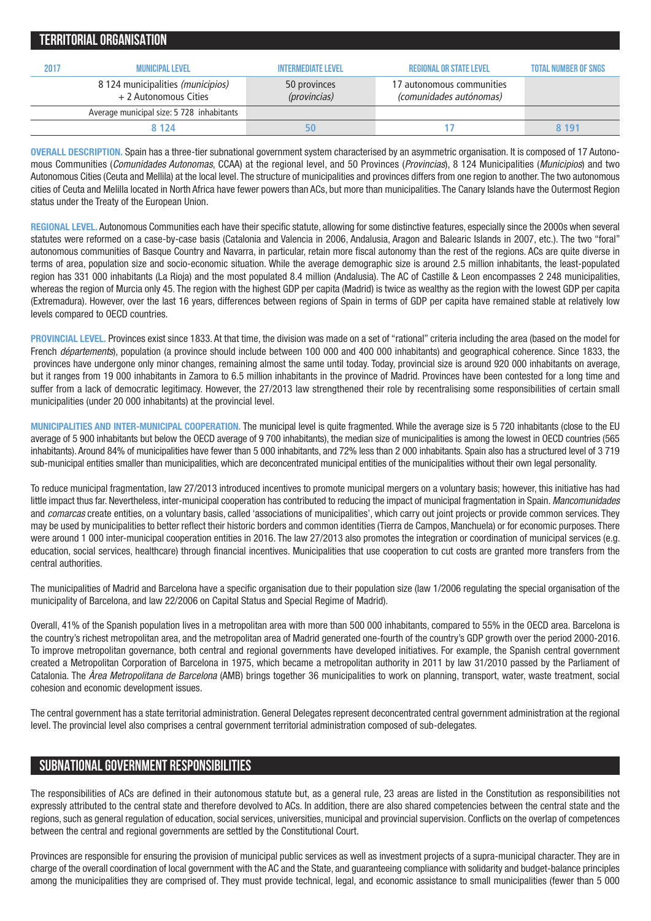## TERRITORIAL ORGANISATION

| 2017 | MUNICIPAL LEVEL | INTERMEDIATE LEVEL | REGIONAL OR STATE LEVEL | TOTAL NUMBER OF SNGS |
|---|---|---|---|---|
| | 8 124 municipalities *(municipios)* + 2 Autonomous Cities | 50 provinces *(provincias)* | 17 autonomous communities *(comunidades autónomas)* | |
| | Average municipal size: 5 728 inhabitants | | | |
| | 8 124 | 50 | 17 | 8 191 |

**OVERALL DESCRIPTION.** Spain has a three-tier subnational government system characterised by an asymmetric organisation. It is composed of 17 Autonomous Communities (*Comunidades Autonomas*, CCAA) at the regional level, and 50 Provinces (*Provincias*), 8 124 Municipalities (*Municipios*) and two Autonomous Cities (Ceuta and Mellila) at the local level. The structure of municipalities and provinces differs from one region to another. The two autonomous cities of Ceuta and Melilla located in North Africa have fewer powers than ACs, but more than municipalities. The Canary Islands have the Outermost Region status under the Treaty of the European Union.

**REGIONAL LEVEL.** Autonomous Communities each have their specific statute, allowing for some distinctive features, especially since the 2000s when several statutes were reformed on a case-by-case basis (Catalonia and Valencia in 2006, Andalusia, Aragon and Balearic Islands in 2007, etc.). The two "foral" autonomous communities of Basque Country and Navarra, in particular, retain more fiscal autonomy than the rest of the regions. ACs are quite diverse in terms of area, population size and socio-economic situation. While the average demographic size is around 2.5 million inhabitants, the least-populated region has 331 000 inhabitants (La Rioja) and the most populated 8.4 million (Andalusia). The AC of Castille & Leon encompasses 2 248 municipalities, whereas the region of Murcia only 45. The region with the highest GDP per capita (Madrid) is twice as wealthy as the region with the lowest GDP per capita (Extremadura). However, over the last 16 years, differences between regions of Spain in terms of GDP per capita have remained stable at relatively low levels compared to OECD countries.

**PROVINCIAL LEVEL.** Provinces exist since 1833. At that time, the division was made on a set of "rational" criteria including the area (based on the model for French *départements*), population (a province should include between 100 000 and 400 000 inhabitants) and geographical coherence. Since 1833, the provinces have undergone only minor changes, remaining almost the same until today. Today, provincial size is around 920 000 inhabitants on average, but it ranges from 19 000 inhabitants in Zamora to 6.5 million inhabitants in the province of Madrid. Provinces have been contested for a long time and suffer from a lack of democratic legitimacy. However, the 27/2013 law strengthened their role by recentralising some responsibilities of certain small municipalities (under 20 000 inhabitants) at the provincial level.

**MUNICIPALITIES AND INTER-MUNICIPAL COOPERATION.** The municipal level is quite fragmented. While the average size is 5 720 inhabitants (close to the EU average of 5 900 inhabitants but below the OECD average of 9 700 inhabitants), the median size of municipalities is among the lowest in OECD countries (565 inhabitants). Around 84% of municipalities have fewer than 5 000 inhabitants, and 72% less than 2 000 inhabitants. Spain also has a structured level of 3 719 sub-municipal entities smaller than municipalities, which are deconcentrated municipal entities of the municipalities without their own legal personality.

To reduce municipal fragmentation, law 27/2013 introduced incentives to promote municipal mergers on a voluntary basis; however, this initiative has had little impact thus far. Nevertheless, inter-municipal cooperation has contributed to reducing the impact of municipal fragmentation in Spain. *Mancomunidades* and *comarcas* create entities, on a voluntary basis, called 'associations of municipalities', which carry out joint projects or provide common services. They may be used by municipalities to better reflect their historic borders and common identities (Tierra de Campos, Manchuela) or for economic purposes. There were around 1 000 inter-municipal cooperation entities in 2016. The law 27/2013 also promotes the integration or coordination of municipal services (e.g. education, social services, healthcare) through financial incentives. Municipalities that use cooperation to cut costs are granted more transfers from the central authorities.

The municipalities of Madrid and Barcelona have a specific organisation due to their population size (law 1/2006 regulating the special organisation of the municipality of Barcelona, and law 22/2006 on Capital Status and Special Regime of Madrid).

Overall, 41% of the Spanish population lives in a metropolitan area with more than 500 000 inhabitants, compared to 55% in the OECD area. Barcelona is the country's richest metropolitan area, and the metropolitan area of Madrid generated one-fourth of the country's GDP growth over the period 2000-2016. To improve metropolitan governance, both central and regional governments have developed initiatives. For example, the Spanish central government created a Metropolitan Corporation of Barcelona in 1975, which became a metropolitan authority in 2011 by law 31/2010 passed by the Parliament of Catalonia. The *Àrea Metropolitana de Barcelona* (AMB) brings together 36 municipalities to work on planning, transport, water, waste treatment, social cohesion and economic development issues.

The central government has a state territorial administration. General Delegates represent deconcentrated central government administration at the regional level. The provincial level also comprises a central government territorial administration composed of sub-delegates.

## SUBNATIONAL GOVERNMENT RESPONSIBILITIES

The responsibilities of ACs are defined in their autonomous statute but, as a general rule, 23 areas are listed in the Constitution as responsibilities not expressly attributed to the central state and therefore devolved to ACs. In addition, there are also shared competencies between the central state and the regions, such as general regulation of education, social services, universities, municipal and provincial supervision. Conflicts on the overlap of competences between the central and regional governments are settled by the Constitutional Court.

Provinces are responsible for ensuring the provision of municipal public services as well as investment projects of a supra-municipal character. They are in charge of the overall coordination of local government with the AC and the State, and guaranteeing compliance with solidarity and budget-balance principles among the municipalities they are comprised of. They must provide technical, legal, and economic assistance to small municipalities (fewer than 5 000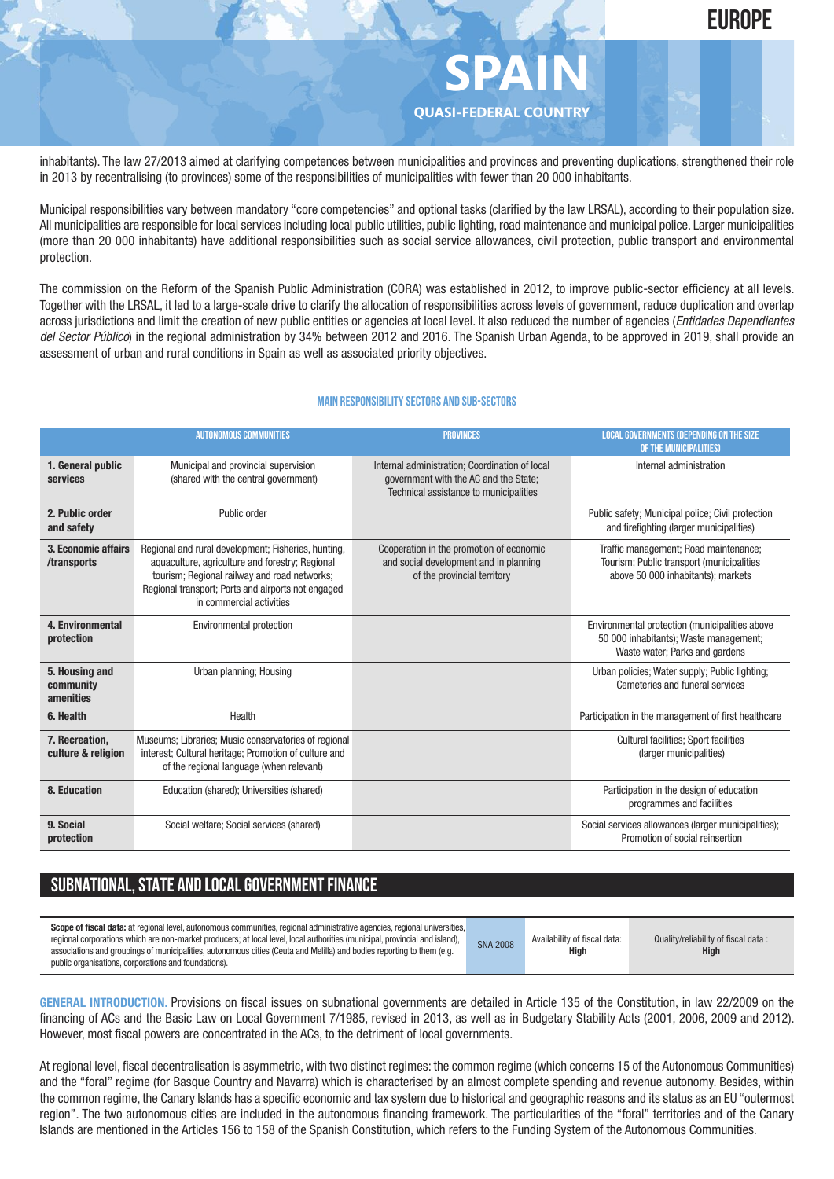inhabitants). The law 27/2013 aimed at clarifying competences between municipalities and provinces and preventing duplications, strengthened their role in 2013 by recentralising (to provinces) some of the responsibilities of municipalities with fewer than 20 000 inhabitants.

Municipal responsibilities vary between mandatory "core competencies" and optional tasks (clarified by the law LRSAL), according to their population size. All municipalities are responsible for local services including local public utilities, public lighting, road maintenance and municipal police. Larger municipalities (more than 20 000 inhabitants) have additional responsibilities such as social service allowances, civil protection, public transport and environmental protection.

The commission on the Reform of the Spanish Public Administration (CORA) was established in 2012, to improve public-sector efficiency at all levels. Together with the LRSAL, it led to a large-scale drive to clarify the allocation of responsibilities across levels of government, reduce duplication and overlap across jurisdictions and limit the creation of new public entities or agencies at local level. It also reduced the number of agencies (*Entidades Dependientes del Sector Público*) in the regional administration by 34% between 2012 and 2016. The Spanish Urban Agenda, to be approved in 2019, shall provide an assessment of urban and rural conditions in Spain as well as associated priority objectives.

**MAIN RESPONSIBILITY SECTORS AND SUB-SECTORS**

| | AUTONOMOUS COMMUNITIES | PROVINCES | LOCAL GOVERNMENTS (DEPENDING ON THE SIZE OF THE MUNICIPALITIES) |
|---|---|---|---|
| **1. General public services** | Municipal and provincial supervision (shared with the central government) | Internal administration; Coordination of local government with the AC and the State; Technical assistance to municipalities | Internal administration |
| **2. Public order and safety** | Public order | | Public safety; Municipal police; Civil protection and firefighting (larger municipalities) |
| **3. Economic affairs /transports** | Regional and rural development; Fisheries, hunting, aquaculture, agriculture and forestry; Regional tourism; Regional railway and road networks; Regional transport; Ports and airports not engaged in commercial activities | Cooperation in the promotion of economic and social development and in planning of the provincial territory | Traffic management; Road maintenance; Tourism; Public transport (municipalities above 50 000 inhabitants); markets |
| **4. Environmental protection** | Environmental protection | | Environmental protection (municipalities above 50 000 inhabitants); Waste management; Waste water; Parks and gardens |
| **5. Housing and community amenities** | Urban planning; Housing | | Urban policies; Water supply; Public lighting; Cemeteries and funeral services |
| **6. Health** | Health | | Participation in the management of first healthcare |
| **7. Recreation, culture & religion** | Museums; Libraries; Music conservatories of regional interest; Cultural heritage; Promotion of culture and of the regional language (when relevant) | | Cultural facilities; Sport facilities (larger municipalities) |
| **8. Education** | Education (shared); Universities (shared) | | Participation in the design of education programmes and facilities |
| **9. Social protection** | Social welfare; Social services (shared) | | Social services allowances (larger municipalities); Promotion of social reinsertion |

## SUBNATIONAL, STATE AND LOCAL GOVERNMENT FINANCE

| **Scope of fiscal data:** at regional level, autonomous communities, regional administrative agencies, regional universities, regional corporations which are non-market producers; at local level, local authorities (municipal, provincial and island), associations and groupings of municipalities, autonomous cities (Ceuta and Melilla) and bodies reporting to them (e.g. public organisations, corporations and foundations). | SNA 2008 | Availability of fiscal data: **High** | Quality/reliability of fiscal data : **High** |
|---|---|---|---|

**GENERAL INTRODUCTION.** Provisions on fiscal issues on subnational governments are detailed in Article 135 of the Constitution, in law 22/2009 on the financing of ACs and the Basic Law on Local Government 7/1985, revised in 2013, as well as in Budgetary Stability Acts (2001, 2006, 2009 and 2012). However, most fiscal powers are concentrated in the ACs, to the detriment of local governments.

At regional level, fiscal decentralisation is asymmetric, with two distinct regimes: the common regime (which concerns 15 of the Autonomous Communities) and the "foral" regime (for Basque Country and Navarra) which is characterised by an almost complete spending and revenue autonomy. Besides, within the common regime, the Canary Islands has a specific economic and tax system due to historical and geographic reasons and its status as an EU "outermost region". The two autonomous cities are included in the autonomous financing framework. The particularities of the "foral" territories and of the Canary Islands are mentioned in the Articles 156 to 158 of the Spanish Constitution, which refers to the Funding System of the Autonomous Communities.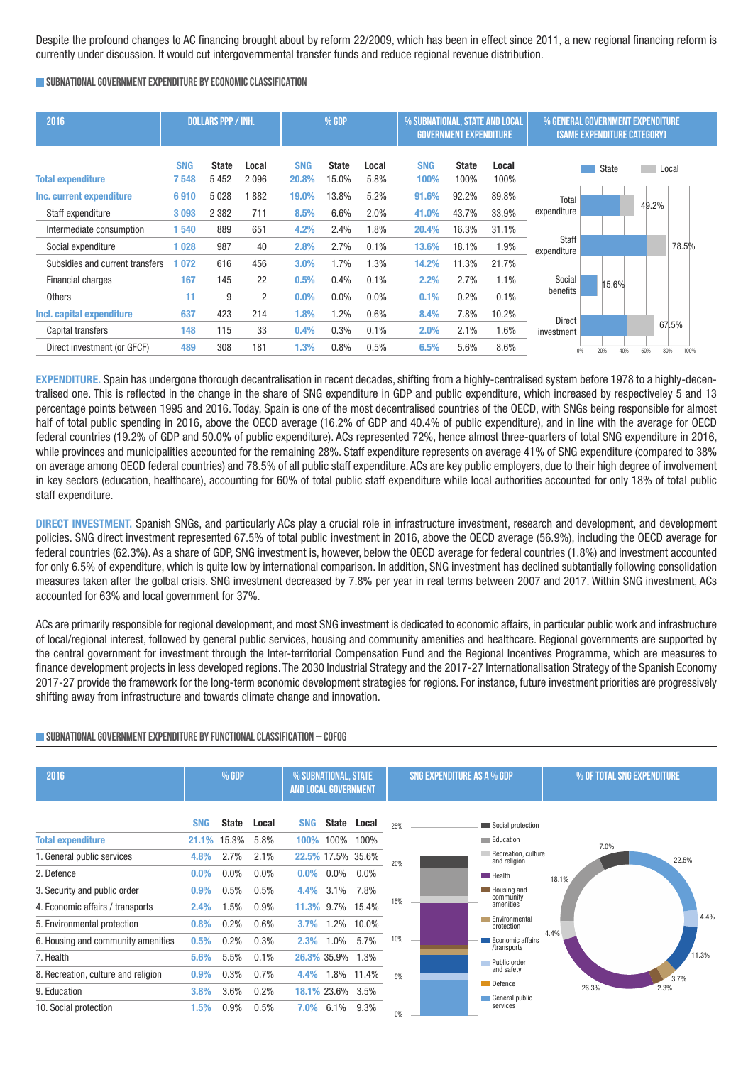Despite the profound changes to AC financing brought about by reform 22/2009, which has been in effect since 2011, a new regional financing reform is currently under discussion. It would cut intergovernmental transfer funds and reduce regional revenue distribution.

## SUBNATIONAL GOVERNMENT EXPENDITURE BY ECONOMIC CLASSIFICATION

| 2016 | DOLLARS PPP / INH. | | | % GDP | | | % SUBNATIONAL, STATE AND LOCAL GOVERNMENT EXPENDITURE | | |
|---|---|---|---|---|---|---|---|---|---|
| | SNG | State | Local | SNG | State | Local | SNG | State | Local |
| **Total expenditure** | 7 548 | 5 452 | 2 096 | 20.8% | 15.0% | 5.8% | 100% | 100% | 100% |
| **Inc. current expenditure** | 6 910 | 5 028 | 1 882 | 19.0% | 13.8% | 5.2% | 91.6% | 92.2% | 89.8% |
| Staff expenditure | 3 093 | 2 382 | 711 | 8.5% | 6.6% | 2.0% | 41.0% | 43.7% | 33.9% |
| Intermediate consumption | 1 540 | 889 | 651 | 4.2% | 2.4% | 1.8% | 20.4% | 16.3% | 31.1% |
| Social expenditure | 1 028 | 987 | 40 | 2.8% | 2.7% | 0.1% | 13.6% | 18.1% | 1.9% |
| Subsidies and current transfers | 1 072 | 616 | 456 | 3.0% | 1.7% | 1.3% | 14.2% | 11.3% | 21.7% |
| Financial charges | 167 | 145 | 22 | 0.5% | 0.4% | 0.1% | 2.2% | 2.7% | 1.1% |
| Others | 11 | 9 | 2 | 0.0% | 0.0% | 0.0% | 0.1% | 0.2% | 0.1% |
| **Incl. capital expenditure** | 637 | 423 | 214 | 1.8% | 1.2% | 0.6% | 8.4% | 7.8% | 10.2% |
| Capital transfers | 148 | 115 | 33 | 0.4% | 0.3% | 0.1% | 2.0% | 2.1% | 1.6% |
| Direct investment (or GFCF) | 489 | 308 | 181 | 1.3% | 0.8% | 0.5% | 6.5% | 5.6% | 8.6% |

% GENERAL GOVERNMENT EXPENDITURE (SAME EXPENDITURE CATEGORY)

| | State + Local |
|---|---|
| Total expenditure | 49.2% |
| Staff expenditure | 78.5% |
| Social benefits | 15.6% |
| Direct investment | 67.5% |

**EXPENDITURE.** Spain has undergone thorough decentralisation in recent decades, shifting from a highly-centralised system before 1978 to a highly-decentralised one. This is reflected in the change in the share of SNG expenditure in GDP and public expenditure, which increased by respectiveley 5 and 13 percentage points between 1995 and 2016. Today, Spain is one of the most decentralised countries of the OECD, with SNGs being responsible for almost half of total public spending in 2016, above the OECD average (16.2% of GDP and 40.4% of public expenditure), and in line with the average for OECD federal countries (19.2% of GDP and 50.0% of public expenditure). ACs represented 72%, hence almost three-quarters of total SNG expenditure in 2016, while provinces and municipalities accounted for the remaining 28%. Staff expenditure represents on average 41% of SNG expenditure (compared to 38% on average among OECD federal countries) and 78.5% of all public staff expenditure. ACs are key public employers, due to their high degree of involvement in key sectors (education, healthcare), accounting for 60% of total public staff expenditure while local authorities accounted for only 18% of total public staff expenditure.

**DIRECT INVESTMENT.** Spanish SNGs, and particularly ACs play a crucial role in infrastructure investment, research and development, and development policies. SNG direct investment represented 67.5% of total public investment in 2016, above the OECD average (56.9%), including the OECD average for federal countries (62.3%). As a share of GDP, SNG investment is, however, below the OECD average for federal countries (1.8%) and investment accounted for only 6.5% of expenditure, which is quite low by international comparison. In addition, SNG investment has declined subtantially following consolidation measures taken after the golbal crisis. SNG investment decreased by 7.8% per year in real terms between 2007 and 2017. Within SNG investment, ACs accounted for 63% and local government for 37%.

ACs are primarily responsible for regional development, and most SNG investment is dedicated to economic affairs, in particular public work and infrastructure of local/regional interest, followed by general public services, housing and community amenities and healthcare. Regional governments are supported by the central government for investment through the Inter-territorial Compensation Fund and the Regional Incentives Programme, which are measures to finance development projects in less developed regions. The 2030 Industrial Strategy and the 2017-27 Internationalisation Strategy of the Spanish Economy 2017-27 provide the framework for the long-term economic development strategies for regions. For instance, future investment priorities are progressively shifting away from infrastructure and towards climate change and innovation.

## SUBNATIONAL GOVERNMENT EXPENDITURE BY FUNCTIONAL CLASSIFICATION – COFOG

| 2016 | % GDP | | | % SUBNATIONAL, STATE AND LOCAL GOVERNMENT | | |
|---|---|---|---|---|---|---|
| | SNG | State | Local | SNG | State | Local |
| **Total expenditure** | 21.1% | 15.3% | 5.8% | 100% | 100% | 100% |
| 1. General public services | 4.8% | 2.7% | 2.1% | 22.5% | 17.5% | 35.6% |
| 2. Defence | 0.0% | 0.0% | 0.0% | 0.0% | 0.0% | 0.0% |
| 3. Security and public order | 0.9% | 0.5% | 0.5% | 4.4% | 3.1% | 7.8% |
| 4. Economic affairs / transports | 2.4% | 1.5% | 0.9% | 11.3% | 9.7% | 15.4% |
| 5. Environmental protection | 0.8% | 0.2% | 0.6% | 3.7% | 1.2% | 10.0% |
| 6. Housing and community amenities | 0.5% | 0.2% | 0.3% | 2.3% | 1.0% | 5.7% |
| 7. Health | 5.6% | 5.5% | 0.1% | 26.3% | 35.9% | 1.3% |
| 8. Recreation, culture and religion | 0.9% | 0.3% | 0.7% | 4.4% | 1.8% | 11.4% |
| 9. Education | 3.8% | 3.6% | 0.2% | 18.1% | 23.6% | 3.5% |
| 10. Social protection | 1.5% | 0.9% | 0.5% | 7.0% | 6.1% | 9.3% |

SNG EXPENDITURE AS A % GDP

% OF TOTAL SNG EXPENDITURE: General public services 22.5%; Security and public order 4.4%; Economic affairs/transports 11.3%; Environmental protection 3.7%; Housing and community amenities 2.3%; Health 26.3%; Recreation, culture and religion 4.4%; Education 18.1%; Social protection 7.0%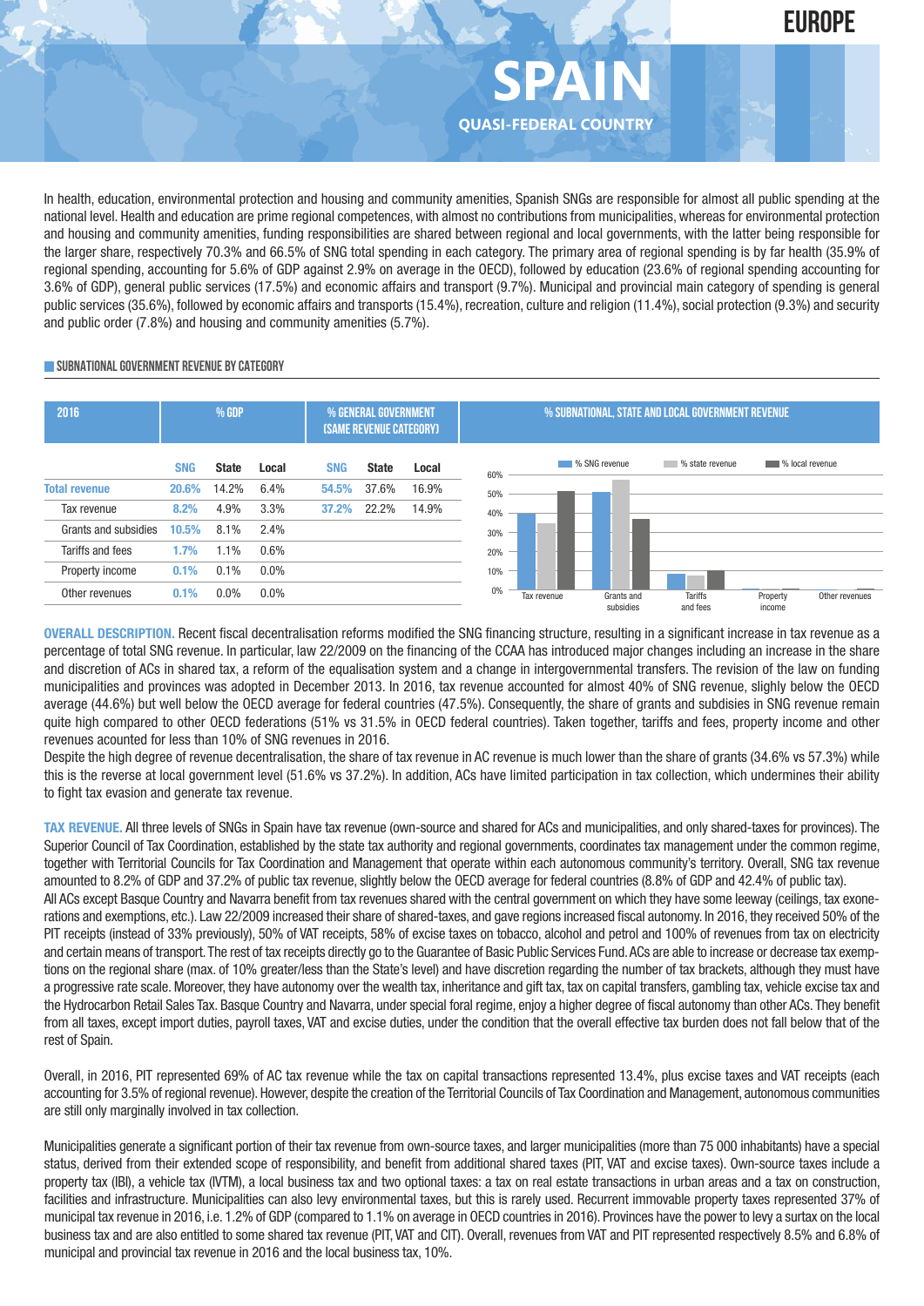EUROPE

# SPAIN

QUASI-FEDERAL COUNTRY

In health, education, environmental protection and housing and community amenities, Spanish SNGs are responsible for almost all public spending at the national level. Health and education are prime regional competences, with almost no contributions from municipalities, whereas for environmental protection and housing and community amenities, funding responsibilities are shared between regional and local governments, with the latter being responsible for the larger share, respectively 70.3% and 66.5% of SNG total spending in each category. The primary area of regional spending is by far health (35.9% of regional spending, accounting for 5.6% of GDP against 2.9% on average in the OECD), followed by education (23.6% of regional spending accounting for 3.6% of GDP), general public services (17.5%) and economic affairs and transport (9.7%). Municipal and provincial main category of spending is general public services (35.6%), followed by economic affairs and transports (15.4%), recreation, culture and religion (11.4%), social protection (9.3%) and security and public order (7.8%) and housing and community amenities (5.7%).

## SUBNATIONAL GOVERNMENT REVENUE BY CATEGORY

| 2016 | % GDP | | | % GENERAL GOVERNMENT (SAME REVENUE CATEGORY) | | |
|---|---|---|---|---|---|---|
| | SNG | State | Local | SNG | State | Local |
| Total revenue | 20.6% | 14.2% | 6.4% | 54.5% | 37.6% | 16.9% |
| Tax revenue | 8.2% | 4.9% | 3.3% | 37.2% | 22.2% | 14.9% |
| Grants and subsidies | 10.5% | 8.1% | 2.4% | | | |
| Tariffs and fees | 1.7% | 1.1% | 0.6% | | | |
| Property income | 0.1% | 0.1% | 0.0% | | | |
| Other revenues | 0.1% | 0.0% | 0.0% | | | |

% SUBNATIONAL, STATE AND LOCAL GOVERNMENT REVENUE

**OVERALL DESCRIPTION.** Recent fiscal decentralisation reforms modified the SNG financing structure, resulting in a significant increase in tax revenue as a percentage of total SNG revenue. In particular, law 22/2009 on the financing of the CCAA has introduced major changes including an increase in the share and discretion of ACs in shared tax, a reform of the equalisation system and a change in intergovernmental transfers. The revision of the law on funding municipalities and provinces was adopted in December 2013. In 2016, tax revenue accounted for almost 40% of SNG revenue, slightly below the OECD average (44.6%) but well below the OECD average for federal countries (47.5%). Consequently, the share of grants and subsidies in SNG revenue remain quite high compared to other OECD federations (51% vs 31.5% in OECD federal countries). Taken together, tariffs and fees, property income and other revenues acounted for less than 10% of SNG revenues in 2016.

Despite the high degree of revenue decentralisation, the share of tax revenue in AC revenue is much lower than the share of grants (34.6% vs 57.3%) while this is the reverse at local government level (51.6% vs 37.2%). In addition, ACs have limited participation in tax collection, which undermines their ability to fight tax evasion and generate tax revenue.

**TAX REVENUE.** All three levels of SNGs in Spain have tax revenue (own-source and shared for ACs and municipalities, and only shared-taxes for provinces). The Superior Council of Tax Coordination, established by the state tax authority and regional governments, coordinates tax management under the common regime, together with Territorial Councils for Tax Coordination and Management that operate within each autonomous community's territory. Overall, SNG tax revenue amounted to 8.2% of GDP and 37.2% of public tax revenue, slightly below the OECD average for federal countries (8.8% of GDP and 42.4% of public tax).

All ACs except Basque Country and Navarra benefit from tax revenues shared with the central government on which they have some leeway (ceilings, tax exonerations and exemptions, etc.). Law 22/2009 increased their share of shared-taxes, and gave regions increased fiscal autonomy. In 2016, they received 50% of the PIT receipts (instead of 33% previously), 50% of VAT receipts, 58% of excise taxes on tobacco, alcohol and petrol and 100% of revenues from tax on electricity and certain means of transport. The rest of tax receipts directly go to the Guarantee of Basic Public Services Fund. ACs are able to increase or decrease tax exemptions on the regional share (max. of 10% greater/less than the State's level) and have discretion regarding the number of tax brackets, although they must have a progressive rate scale. Moreover, they have autonomy over the wealth tax, inheritance and gift tax, tax on capital transfers, gambling tax, vehicle excise tax and the Hydrocarbon Retail Sales Tax. Basque Country and Navarra, under special foral regime, enjoy a higher degree of fiscal autonomy than other ACs. They benefit from all taxes, except import duties, payroll taxes, VAT and excise duties, under the condition that the overall effective tax burden does not fall below that of the rest of Spain.

Overall, in 2016, PIT represented 69% of AC tax revenue while the tax on capital transactions represented 13.4%, plus excise taxes and VAT receipts (each accounting for 3.5% of regional revenue). However, despite the creation of the Territorial Councils of Tax Coordination and Management, autonomous communities are still only marginally involved in tax collection.

Municipalities generate a significant portion of their tax revenue from own-source taxes, and larger municipalities (more than 75 000 inhabitants) have a special status, derived from their extended scope of responsibility, and benefit from additional shared taxes (PIT, VAT and excise taxes). Own-source taxes include a property tax (IBI), a vehicle tax (IVTM), a local business tax and two optional taxes: a tax on real estate transactions in urban areas and a tax on construction, facilities and infrastructure. Municipalities can also levy environmental taxes, but this is rarely used. Recurrent immovable property taxes represented 37% of municipal tax revenue in 2016, i.e. 1.2% of GDP (compared to 1.1% on average in OECD countries in 2016). Provinces have the power to levy a surtax on the local business tax and are also entitled to some shared tax revenue (PIT, VAT and CIT). Overall, revenues from VAT and PIT represented respectively 8.5% and 6.8% of municipal and provincial tax revenue in 2016 and the local business tax, 10%.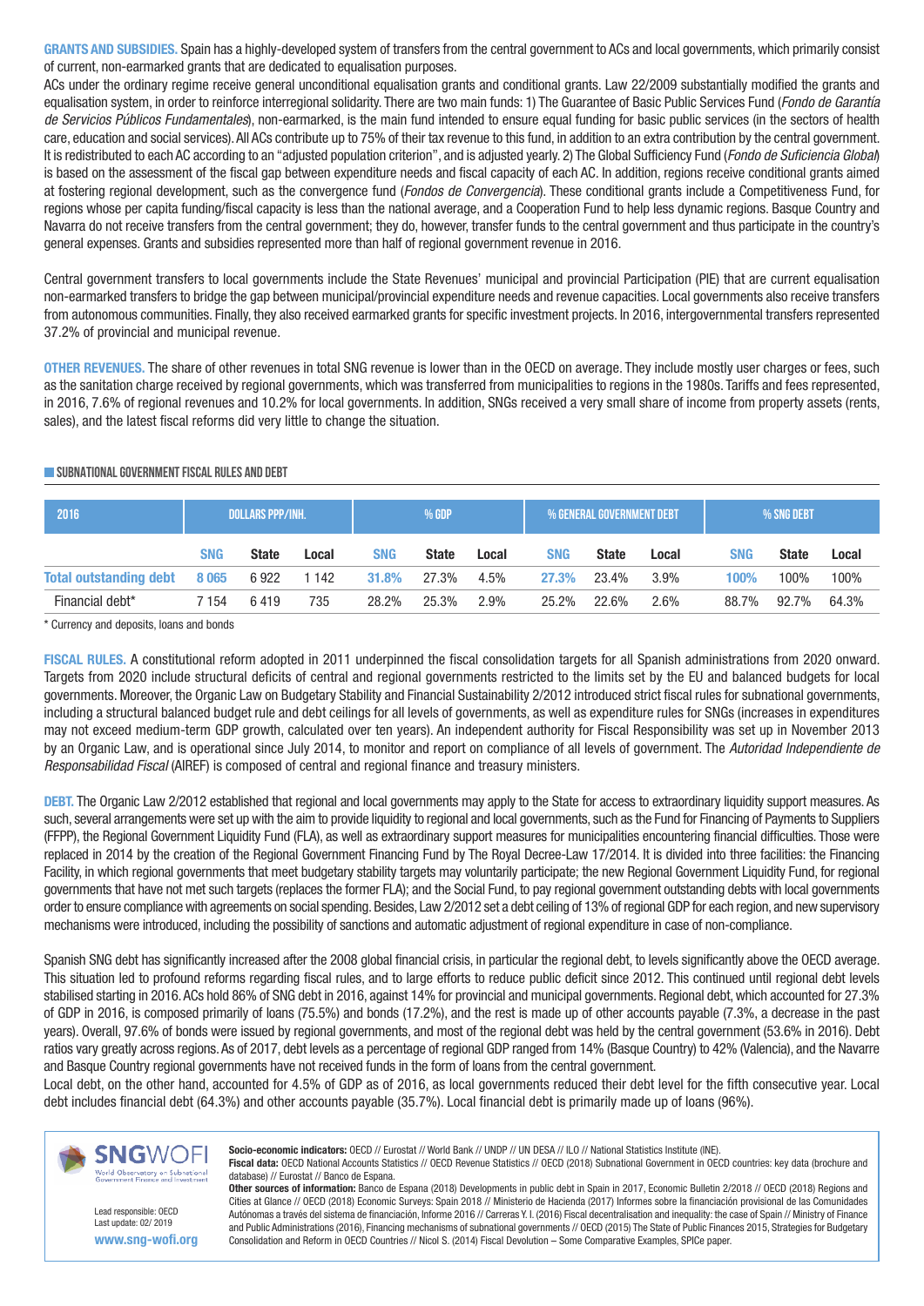**GRANTS AND SUBSIDIES.** Spain has a highly-developed system of transfers from the central government to ACs and local governments, which primarily consist of current, non-earmarked grants that are dedicated to equalisation purposes.

ACs under the ordinary regime receive general unconditional equalisation grants and conditional grants. Law 22/2009 substantially modified the grants and equalisation system, in order to reinforce interregional solidarity. There are two main funds: 1) The Guarantee of Basic Public Services Fund (*Fondo de Garantía de Servicios Públicos Fundamentales*), non-earmarked, is the main fund intended to ensure equal funding for basic public services (in the sectors of health care, education and social services). All ACs contribute up to 75% of their tax revenue to this fund, in addition to an extra contribution by the central government. It is redistributed to each AC according to an "adjusted population criterion", and is adjusted yearly. 2) The Global Sufficiency Fund (*Fondo de Suficiencia Global*) is based on the assessment of the fiscal gap between expenditure needs and fiscal capacity of each AC. In addition, regions receive conditional grants aimed at fostering regional development, such as the convergence fund (*Fondos de Convergencia*). These conditional grants include a Competitiveness Fund, for regions whose per capita funding/fiscal capacity is less than the national average, and a Cooperation Fund to help less dynamic regions. Basque Country and Navarra do not receive transfers from the central government; they do, however, transfer funds to the central government and thus participate in the country's general expenses. Grants and subsidies represented more than half of regional government revenue in 2016.

Central government transfers to local governments include the State Revenues' municipal and provincial Participation (PIE) that are current equalisation non-earmarked transfers to bridge the gap between municipal/provincial expenditure needs and revenue capacities. Local governments also receive transfers from autonomous communities. Finally, they also received earmarked grants for specific investment projects. In 2016, intergovernmental transfers represented 37.2% of provincial and municipal revenue.

**OTHER REVENUES.** The share of other revenues in total SNG revenue is lower than in the OECD on average. They include mostly user charges or fees, such as the sanitation charge received by regional governments, which was transferred from municipalities to regions in the 1980s. Tariffs and fees represented, in 2016, 7.6% of regional revenues and 10.2% for local governments. In addition, SNGs received a very small share of income from property assets (rents, sales), and the latest fiscal reforms did very little to change the situation.

## SUBNATIONAL GOVERNMENT FISCAL RULES AND DEBT

| 2016 | DOLLARS PPP/INH. | | | % GDP | | | % GENERAL GOVERNMENT DEBT | | | % SNG DEBT | | |
|---|---|---|---|---|---|---|---|---|---|---|---|---|
| | SNG | State | Local | SNG | State | Local | SNG | State | Local | SNG | State | Local |
| **Total outstanding debt** | 8 065 | 6 922 | 1 142 | 31.8% | 27.3% | 4.5% | 27.3% | 23.4% | 3.9% | 100% | 100% | 100% |
| Financial debt* | 7 154 | 6 419 | 735 | 28.2% | 25.3% | 2.9% | 25.2% | 22.6% | 2.6% | 88.7% | 92.7% | 64.3% |

\* Currency and deposits, loans and bonds

**FISCAL RULES.** A constitutional reform adopted in 2011 underpinned the fiscal consolidation targets for all Spanish administrations from 2020 onward. Targets from 2020 include structural deficits of central and regional governments restricted to the limits set by the EU and balanced budgets for local governments. Moreover, the Organic Law on Budgetary Stability and Financial Sustainability 2/2012 introduced strict fiscal rules for subnational governments, including a structural balanced budget rule and debt ceilings for all levels of governments, as well as expenditure rules for SNGs (increases in expenditures may not exceed medium-term GDP growth, calculated over ten years). An independent authority for Fiscal Responsibility was set up in November 2013 by an Organic Law, and is operational since July 2014, to monitor and report on compliance of all levels of government. The *Autoridad Independiente de Responsabilidad Fiscal* (AIREF) is composed of central and regional finance and treasury ministers.

**DEBT.** The Organic Law 2/2012 established that regional and local governments may apply to the State for access to extraordinary liquidity support measures. As such, several arrangements were set up with the aim to provide liquidity to regional and local governments, such as the Fund for Financing of Payments to Suppliers (FFPP), the Regional Government Liquidity Fund (FLA), as well as extraordinary support measures for municipalities encountering financial difficulties. Those were replaced in 2014 by the creation of the Regional Government Financing Fund by The Royal Decree-Law 17/2014. It is divided into three facilities: the Financing Facility, in which regional governments that meet budgetary stability targets may voluntarily participate; the new Regional Government Liquidity Fund, for regional governments that have not met such targets (replaces the former FLA); and the Social Fund, to pay regional government outstanding debts with local governments order to ensure compliance with agreements on social spending. Besides, Law 2/2012 set a debt ceiling of 13% of regional GDP for each region, and new supervisory mechanisms were introduced, including the possibility of sanctions and automatic adjustment of regional expenditure in case of non-compliance.

Spanish SNG debt has significantly increased after the 2008 global financial crisis, in particular the regional debt, to levels significantly above the OECD average. This situation led to profound reforms regarding fiscal rules, and to large efforts to reduce public deficit since 2012. This continued until regional debt levels stabilised starting in 2016. ACs hold 86% of SNG debt in 2016, against 14% for provincial and municipal governments. Regional debt, which accounted for 27.3% of GDP in 2016, is composed primarily of loans (75.5%) and bonds (17.2%), and the rest is made up of other accounts payable (7.3%, a decrease in the past years). Overall, 97.6% of bonds were issued by regional governments, and most of the regional debt was held by the central government (53.6% in 2016). Debt ratios vary greatly across regions. As of 2017, debt levels as a percentage of regional GDP ranged from 14% (Basque Country) to 42% (Valencia), and the Navarre and Basque Country regional governments have not received funds in the form of loans from the central government.

Local debt, on the other hand, accounted for 4.5% of GDP as of 2016, as local governments reduced their debt level for the fifth consecutive year. Local debt includes financial debt (64.3%) and other accounts payable (35.7%). Local financial debt is primarily made up of loans (96%).

SNGWOFI
World Observatory on Subnational Government Finance and Investment

Lead responsible: OECD
Last update: 02/ 2019
www.sng-wofi.org

**Socio-economic indicators:** OECD // Eurostat // World Bank // UNDP // UN DESA // ILO // National Statistics Institute (INE).
**Fiscal data:** OECD National Accounts Statistics // OECD Revenue Statistics // OECD (2018) Subnational Government in OECD countries: key data (brochure and database) // Eurostat // Banco de Espana.
**Other sources of information:** Banco de Espana (2018) Developments in public debt in Spain in 2017, Economic Bulletin 2/2018 // OECD (2018) Regions and Cities at Glance // OECD (2018) Economic Surveys: Spain 2018 // Ministerio de Hacienda (2017) Informes sobre la financiación provisional de las Comunidades Autónomas a través del sistema de financiación, Informe 2016 // Carreras Y. I. (2016) Fiscal decentralisation and inequality: the case of Spain // Ministry of Finance and Public Administrations (2016), Financing mechanisms of subnational governments // OECD (2015) The State of Public Finances 2015, Strategies for Budgetary Consolidation and Reform in OECD Countries // Nicol S. (2014) Fiscal Devolution – Some Comparative Examples, SPICe paper.